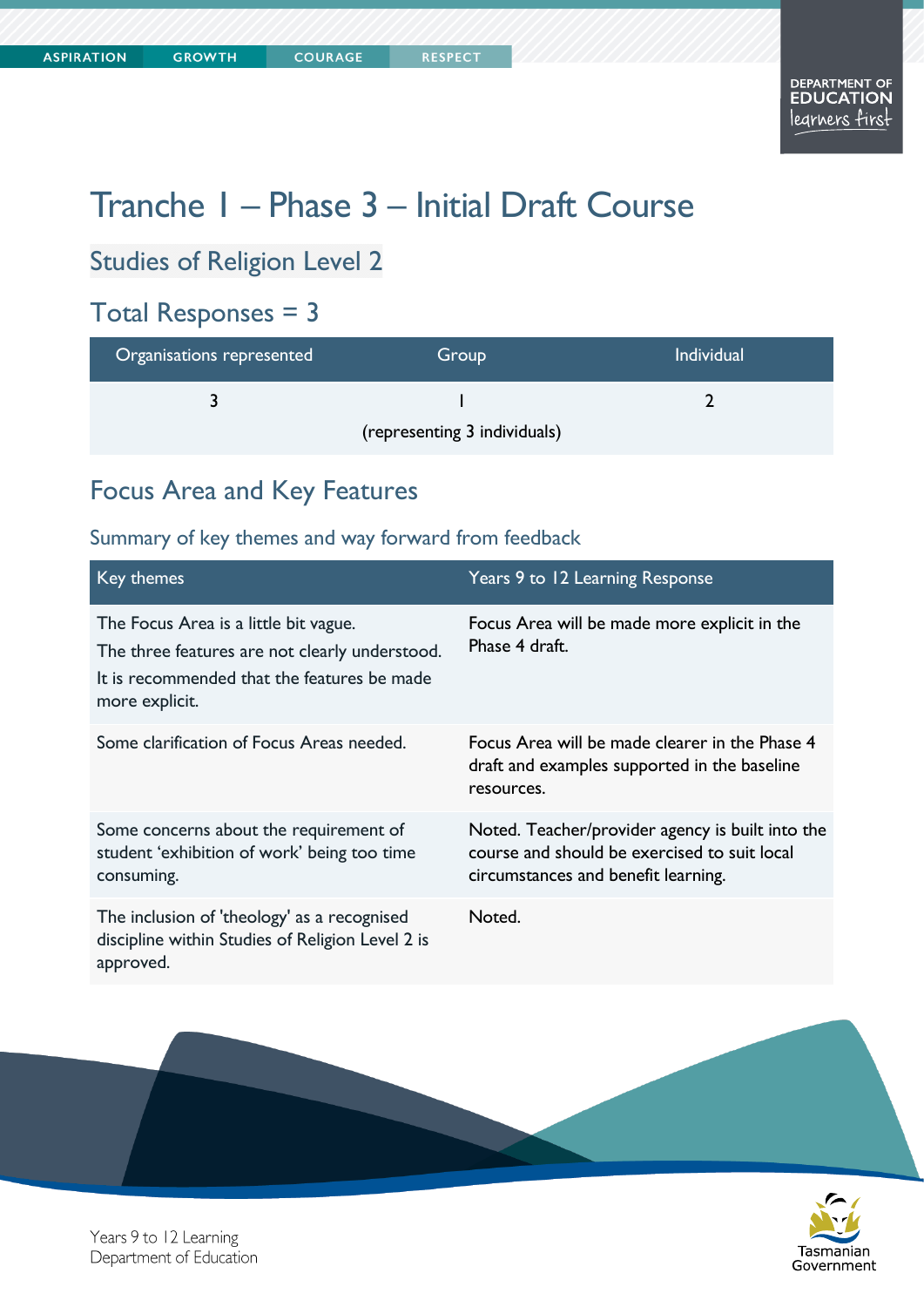# Tranche 1 – Phase 3 – Initial Draft Course

## Studies of Religion Level 2

## Total Responses = 3

| Organisations represented | Group | Individual |
|---|---|---|
| 3 | 1 (representing 3 individuals) | 2 |

## Focus Area and Key Features

### Summary of key themes and way forward from feedback

| Key themes | Years 9 to 12 Learning Response |
|---|---|
| The Focus Area is a little bit vague. The three features are not clearly understood. It is recommended that the features be made more explicit. | Focus Area will be made more explicit in the Phase 4 draft. |
| Some clarification of Focus Areas needed. | Focus Area will be made clearer in the Phase 4 draft and examples supported in the baseline resources. |
| Some concerns about the requirement of student 'exhibition of work' being too time consuming. | Noted. Teacher/provider agency is built into the course and should be exercised to suit local circumstances and benefit learning. |
| The inclusion of 'theology' as a recognised discipline within Studies of Religion Level 2 is approved. | Noted. |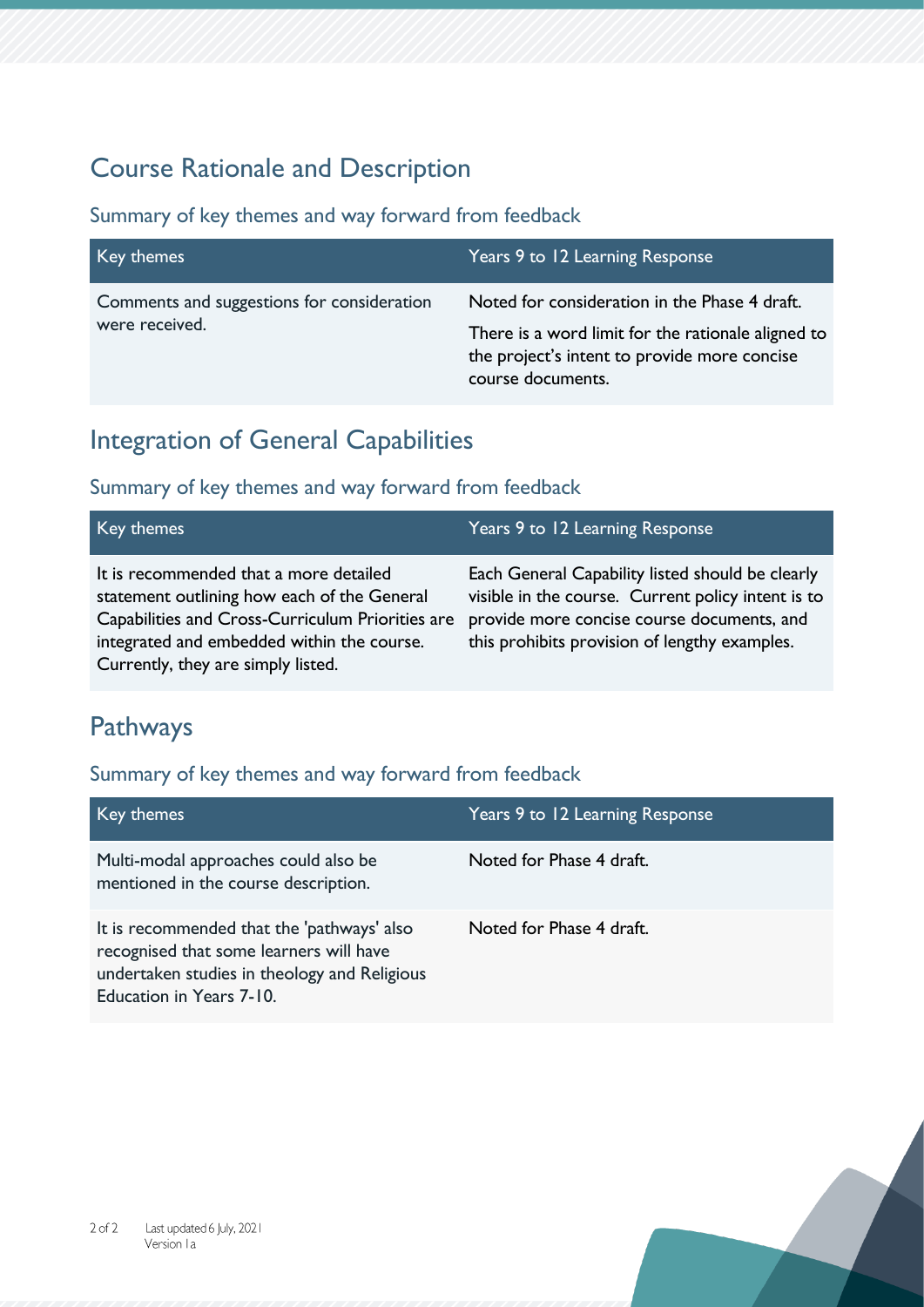## Course Rationale and Description

### Summary of key themes and way forward from feedback

| Key themes | Years 9 to 12 Learning Response |
|---|---|
| Comments and suggestions for consideration were received. | Noted for consideration in the Phase 4 draft.<br>There is a word limit for the rationale aligned to the project's intent to provide more concise course documents. |

## Integration of General Capabilities

### Summary of key themes and way forward from feedback

| Key themes | Years 9 to 12 Learning Response |
|---|---|
| It is recommended that a more detailed statement outlining how each of the General Capabilities and Cross-Curriculum Priorities are integrated and embedded within the course. Currently, they are simply listed. | Each General Capability listed should be clearly visible in the course. Current policy intent is to provide more concise course documents, and this prohibits provision of lengthy examples. |

## Pathways

### Summary of key themes and way forward from feedback

| Key themes | Years 9 to 12 Learning Response |
|---|---|
| Multi-modal approaches could also be mentioned in the course description. | Noted for Phase 4 draft. |
| It is recommended that the 'pathways' also recognised that some learners will have undertaken studies in theology and Religious Education in Years 7-10. | Noted for Phase 4 draft. |

Last updated 6 July, 2021
Version 1a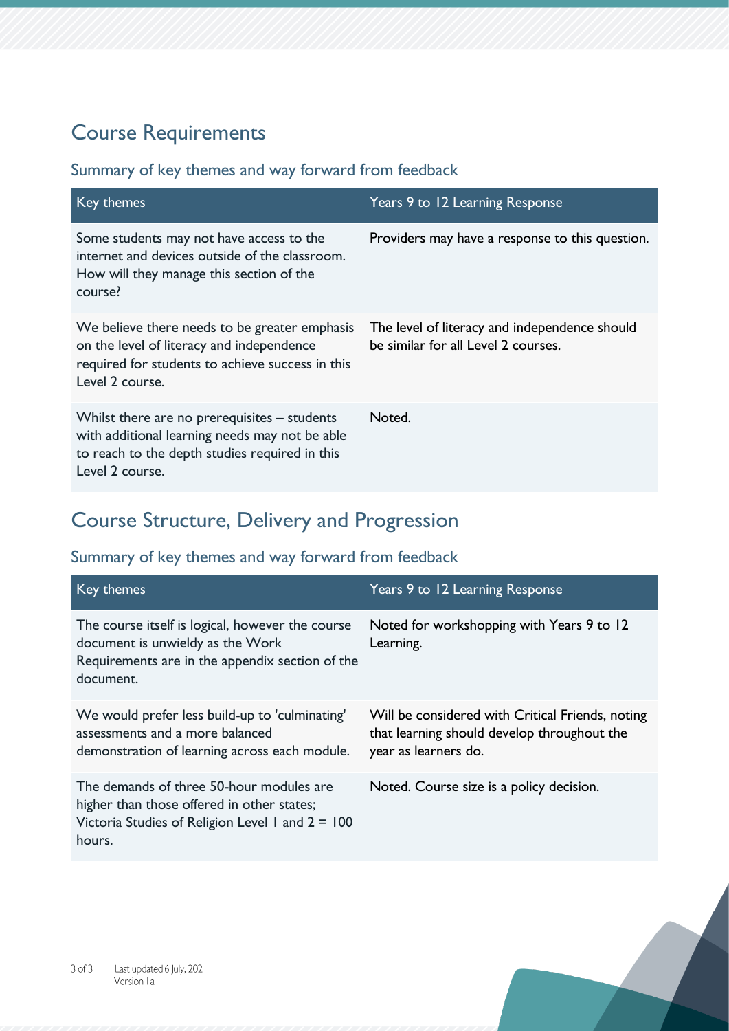## Course Requirements

### Summary of key themes and way forward from feedback

| Key themes | Years 9 to 12 Learning Response |
| --- | --- |
| Some students may not have access to the internet and devices outside of the classroom. How will they manage this section of the course? | Providers may have a response to this question. |
| We believe there needs to be greater emphasis on the level of literacy and independence required for students to achieve success in this Level 2 course. | The level of literacy and independence should be similar for all Level 2 courses. |
| Whilst there are no prerequisites – students with additional learning needs may not be able to reach to the depth studies required in this Level 2 course. | Noted. |

## Course Structure, Delivery and Progression

### Summary of key themes and way forward from feedback

| Key themes | Years 9 to 12 Learning Response |
| --- | --- |
| The course itself is logical, however the course document is unwieldy as the Work Requirements are in the appendix section of the document. | Noted for workshopping with Years 9 to 12 Learning. |
| We would prefer less build-up to 'culminating' assessments and a more balanced demonstration of learning across each module. | Will be considered with Critical Friends, noting that learning should develop throughout the year as learners do. |
| The demands of three 50-hour modules are higher than those offered in other states; Victoria Studies of Religion Level 1 and 2 = 100 hours. | Noted. Course size is a policy decision. |

Last updated 6 July, 2021
Version 1a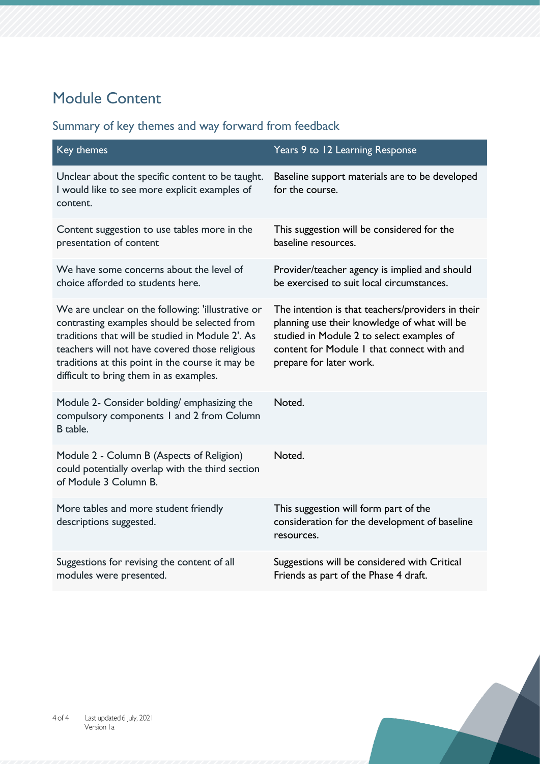## Module Content

### Summary of key themes and way forward from feedback

| Key themes | Years 9 to 12 Learning Response |
|---|---|
| Unclear about the specific content to be taught. I would like to see more explicit examples of content. | Baseline support materials are to be developed for the course. |
| Content suggestion to use tables more in the presentation of content | This suggestion will be considered for the baseline resources. |
| We have some concerns about the level of choice afforded to students here. | Provider/teacher agency is implied and should be exercised to suit local circumstances. |
| We are unclear on the following: 'illustrative or contrasting examples should be selected from traditions that will be studied in Module 2'. As teachers will not have covered those religious traditions at this point in the course it may be difficult to bring them in as examples. | The intention is that teachers/providers in their planning use their knowledge of what will be studied in Module 2 to select examples of content for Module 1 that connect with and prepare for later work. |
| Module 2- Consider bolding/ emphasizing the compulsory components 1 and 2 from Column B table. | Noted. |
| Module 2 - Column B (Aspects of Religion) could potentially overlap with the third section of Module 3 Column B. | Noted. |
| More tables and more student friendly descriptions suggested. | This suggestion will form part of the consideration for the development of baseline resources. |
| Suggestions for revising the content of all modules were presented. | Suggestions will be considered with Critical Friends as part of the Phase 4 draft. |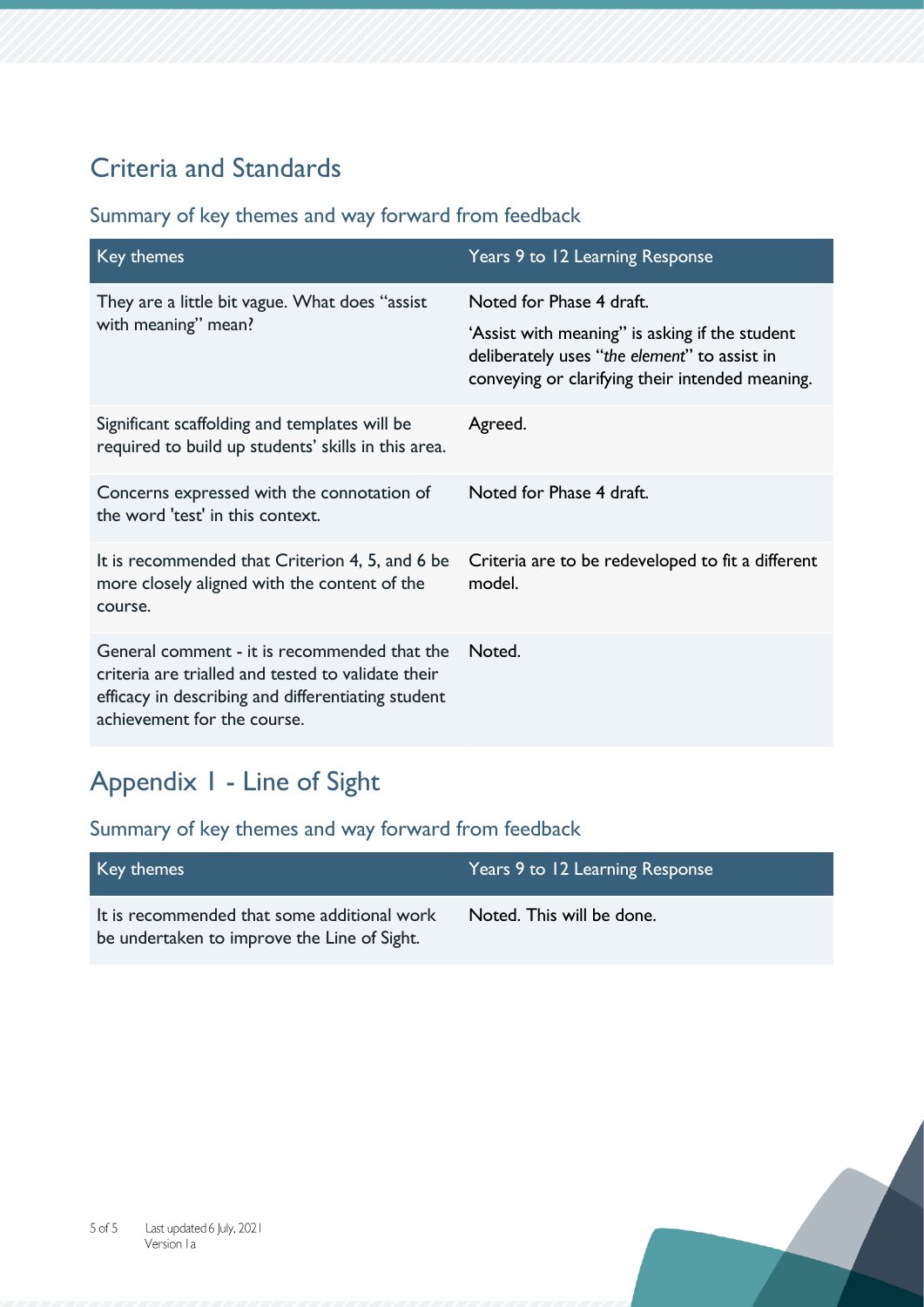## Criteria and Standards

### Summary of key themes and way forward from feedback

| Key themes | Years 9 to 12 Learning Response |
|---|---|
| They are a little bit vague. What does "assist with meaning" mean? | Noted for Phase 4 draft. 'Assist with meaning" is asking if the student deliberately uses "*the element*" to assist in conveying or clarifying their intended meaning. |
| Significant scaffolding and templates will be required to build up students' skills in this area. | Agreed. |
| Concerns expressed with the connotation of the word 'test' in this context. | Noted for Phase 4 draft. |
| It is recommended that Criterion 4, 5, and 6 be more closely aligned with the content of the course. | Criteria are to be redeveloped to fit a different model. |
| General comment - it is recommended that the criteria are trialled and tested to validate their efficacy in describing and differentiating student achievement for the course. | Noted. |

## Appendix 1 - Line of Sight

### Summary of key themes and way forward from feedback

| Key themes | Years 9 to 12 Learning Response |
|---|---|
| It is recommended that some additional work be undertaken to improve the Line of Sight. | Noted. This will be done. |

Last updated 6 July, 2021
Version 1a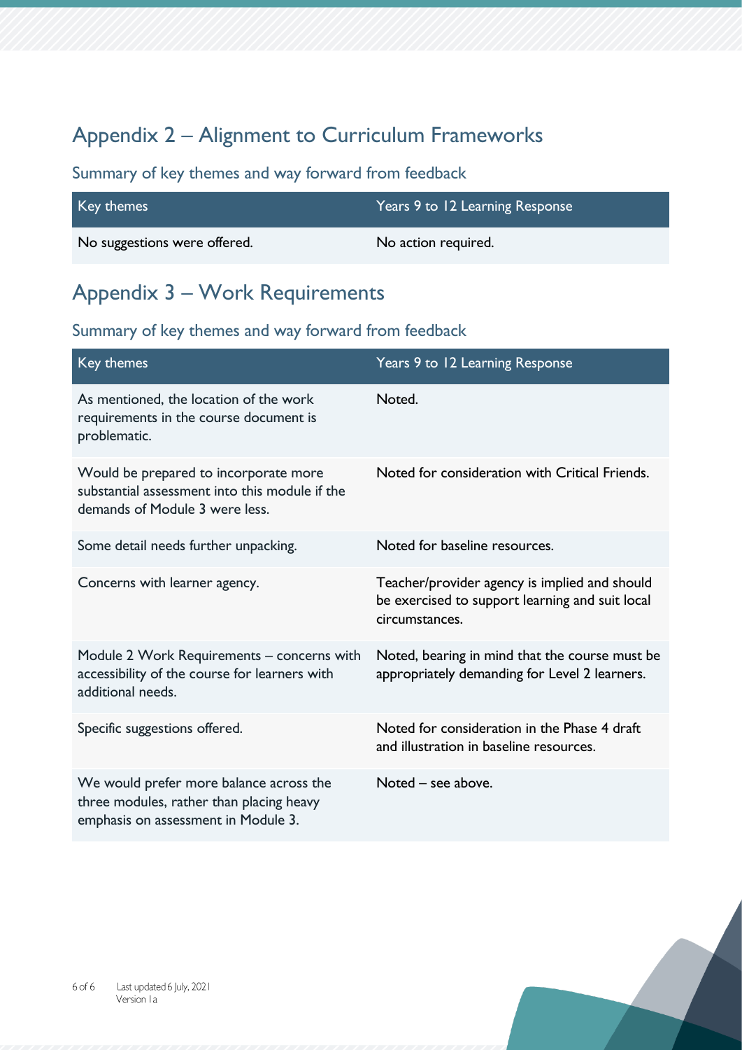## Appendix 2 – Alignment to Curriculum Frameworks

### Summary of key themes and way forward from feedback

| Key themes | Years 9 to 12 Learning Response |
|---|---|
| No suggestions were offered. | No action required. |

## Appendix 3 – Work Requirements

### Summary of key themes and way forward from feedback

| Key themes | Years 9 to 12 Learning Response |
|---|---|
| As mentioned, the location of the work requirements in the course document is problematic. | Noted. |
| Would be prepared to incorporate more substantial assessment into this module if the demands of Module 3 were less. | Noted for consideration with Critical Friends. |
| Some detail needs further unpacking. | Noted for baseline resources. |
| Concerns with learner agency. | Teacher/provider agency is implied and should be exercised to support learning and suit local circumstances. |
| Module 2 Work Requirements – concerns with accessibility of the course for learners with additional needs. | Noted, bearing in mind that the course must be appropriately demanding for Level 2 learners. |
| Specific suggestions offered. | Noted for consideration in the Phase 4 draft and illustration in baseline resources. |
| We would prefer more balance across the three modules, rather than placing heavy emphasis on assessment in Module 3. | Noted – see above. |

Last updated 6 July, 2021
Version 1a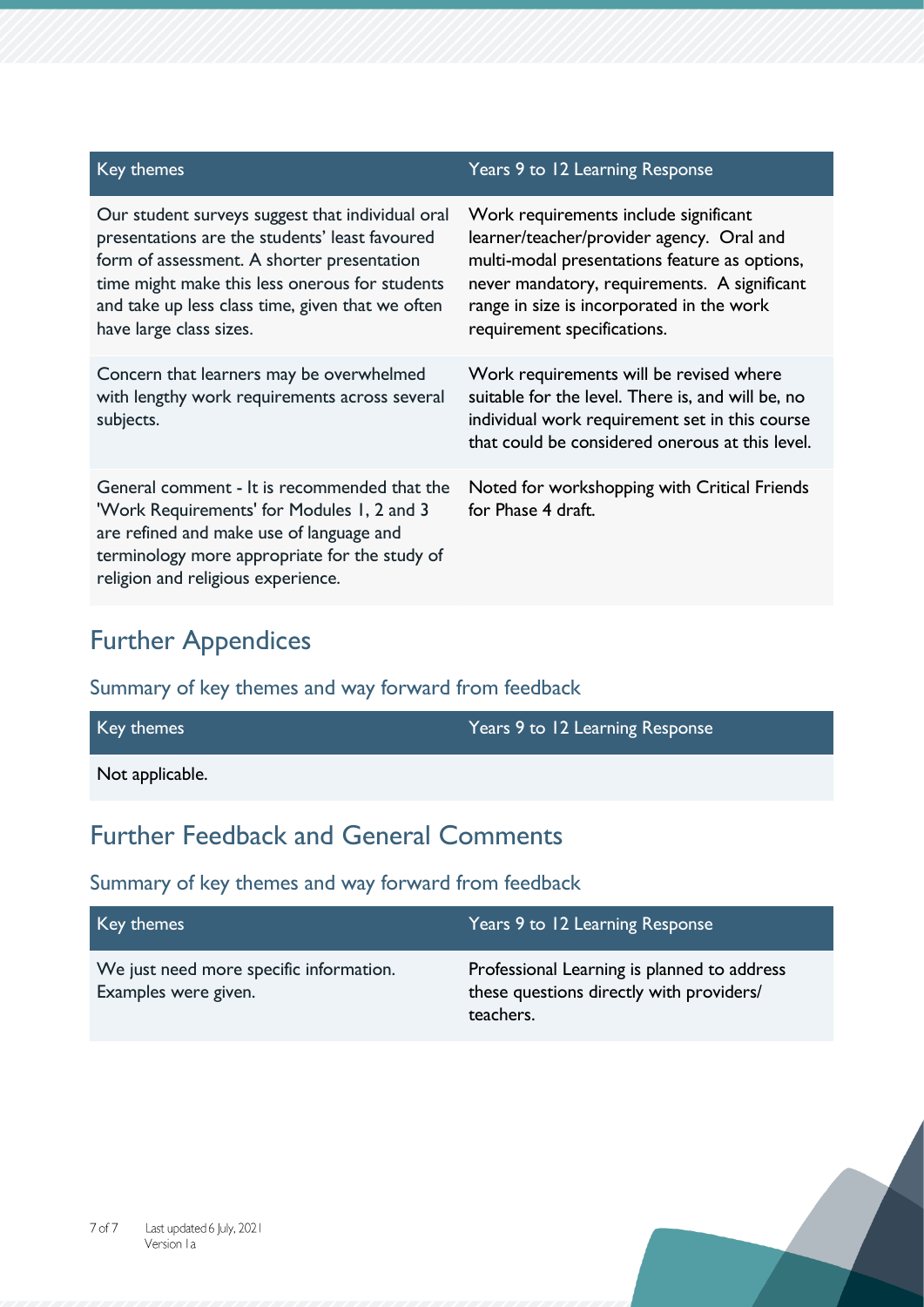| Key themes | Years 9 to 12 Learning Response |
|---|---|
| Our student surveys suggest that individual oral presentations are the students' least favoured form of assessment. A shorter presentation time might make this less onerous for students and take up less class time, given that we often have large class sizes. | Work requirements include significant learner/teacher/provider agency. Oral and multi-modal presentations feature as options, never mandatory, requirements. A significant range in size is incorporated in the work requirement specifications. |
| Concern that learners may be overwhelmed with lengthy work requirements across several subjects. | Work requirements will be revised where suitable for the level. There is, and will be, no individual work requirement set in this course that could be considered onerous at this level. |
| General comment - It is recommended that the 'Work Requirements' for Modules 1, 2 and 3 are refined and make use of language and terminology more appropriate for the study of religion and religious experience. | Noted for workshopping with Critical Friends for Phase 4 draft. |

## Further Appendices

### Summary of key themes and way forward from feedback

| Key themes | Years 9 to 12 Learning Response |
|---|---|
| Not applicable. | |

## Further Feedback and General Comments

### Summary of key themes and way forward from feedback

| Key themes | Years 9 to 12 Learning Response |
|---|---|
| We just need more specific information. Examples were given. | Professional Learning is planned to address these questions directly with providers/ teachers. |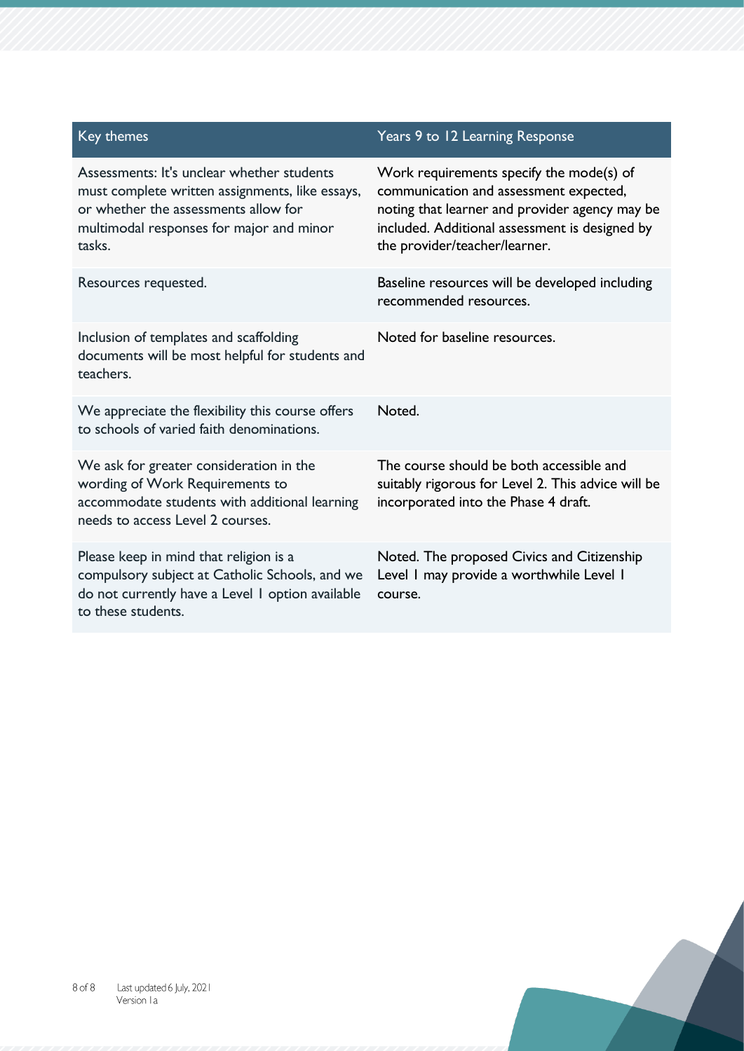| Key themes | Years 9 to 12 Learning Response |
| --- | --- |
| Assessments: It's unclear whether students must complete written assignments, like essays, or whether the assessments allow for multimodal responses for major and minor tasks. | Work requirements specify the mode(s) of communication and assessment expected, noting that learner and provider agency may be included. Additional assessment is designed by the provider/teacher/learner. |
| Resources requested. | Baseline resources will be developed including recommended resources. |
| Inclusion of templates and scaffolding documents will be most helpful for students and teachers. | Noted for baseline resources. |
| We appreciate the flexibility this course offers to schools of varied faith denominations. | Noted. |
| We ask for greater consideration in the wording of Work Requirements to accommodate students with additional learning needs to access Level 2 courses. | The course should be both accessible and suitably rigorous for Level 2. This advice will be incorporated into the Phase 4 draft. |
| Please keep in mind that religion is a compulsory subject at Catholic Schools, and we do not currently have a Level 1 option available to these students. | Noted. The proposed Civics and Citizenship Level 1 may provide a worthwhile Level 1 course. |